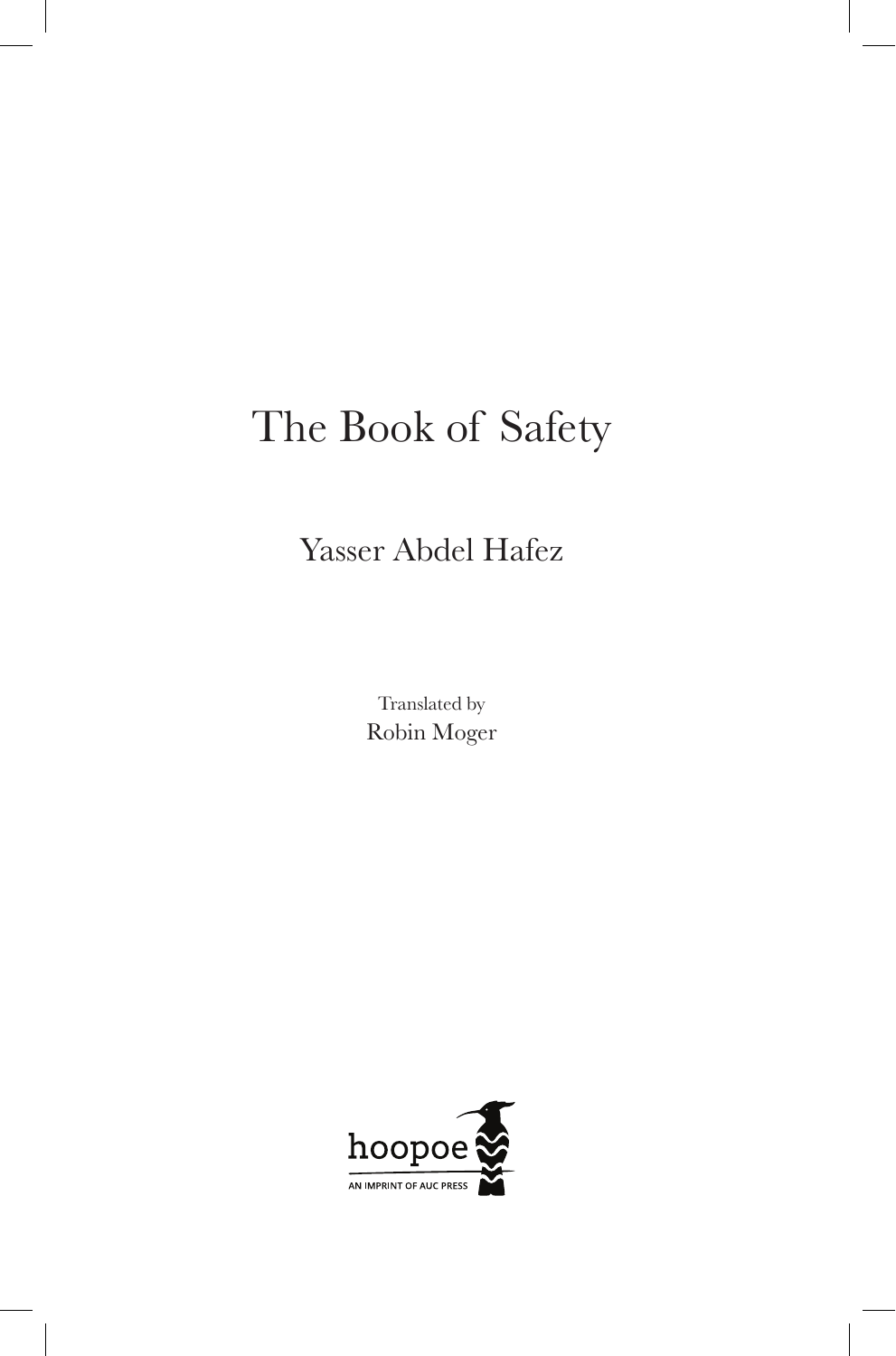# The Book of Safety

Yasser Abdel Hafez

Translated by
Robin Moger

hoopoe
AN IMPRINT OF AUC PRESS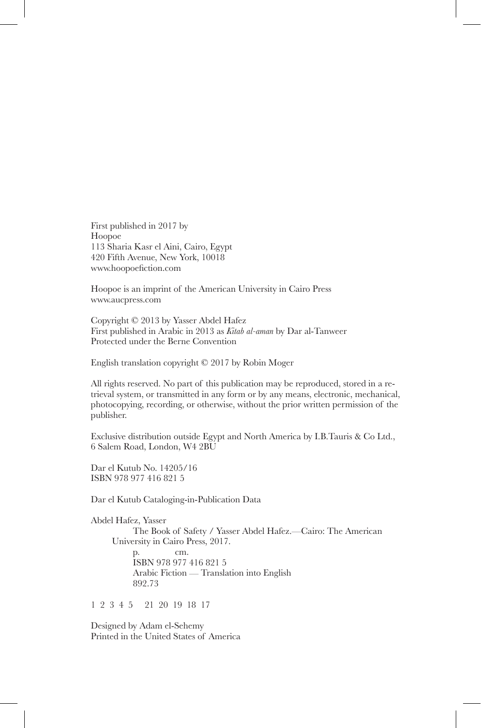First published in 2017 by
Hoopoe
113 Sharia Kasr el Aini, Cairo, Egypt
420 Fifth Avenue, New York, 10018
www.hoopoefiction.com

Hoopoe is an imprint of the American University in Cairo Press
www.aucpress.com

Copyright © 2013 by Yasser Abdel Hafez
First published in Arabic in 2013 as *Kitab al-aman* by Dar al-Tanweer
Protected under the Berne Convention

English translation copyright © 2017 by Robin Moger

All rights reserved. No part of this publication may be reproduced, stored in a retrieval system, or transmitted in any form or by any means, electronic, mechanical, photocopying, recording, or otherwise, without the prior written permission of the publisher.

Exclusive distribution outside Egypt and North America by I.B.Tauris & Co Ltd., 6 Salem Road, London, W4 2BU

Dar el Kutub No. 14205/16
ISBN 978 977 416 821 5

Dar el Kutub Cataloging-in-Publication Data

Abdel Hafez, Yasser
The Book of Safety / Yasser Abdel Hafez.—Cairo: The American University in Cairo Press, 2017.
p. cm.
ISBN 978 977 416 821 5
Arabic Fiction — Translation into English
892.73

1 2 3 4 5 21 20 19 18 17

Designed by Adam el-Sehemy
Printed in the United States of America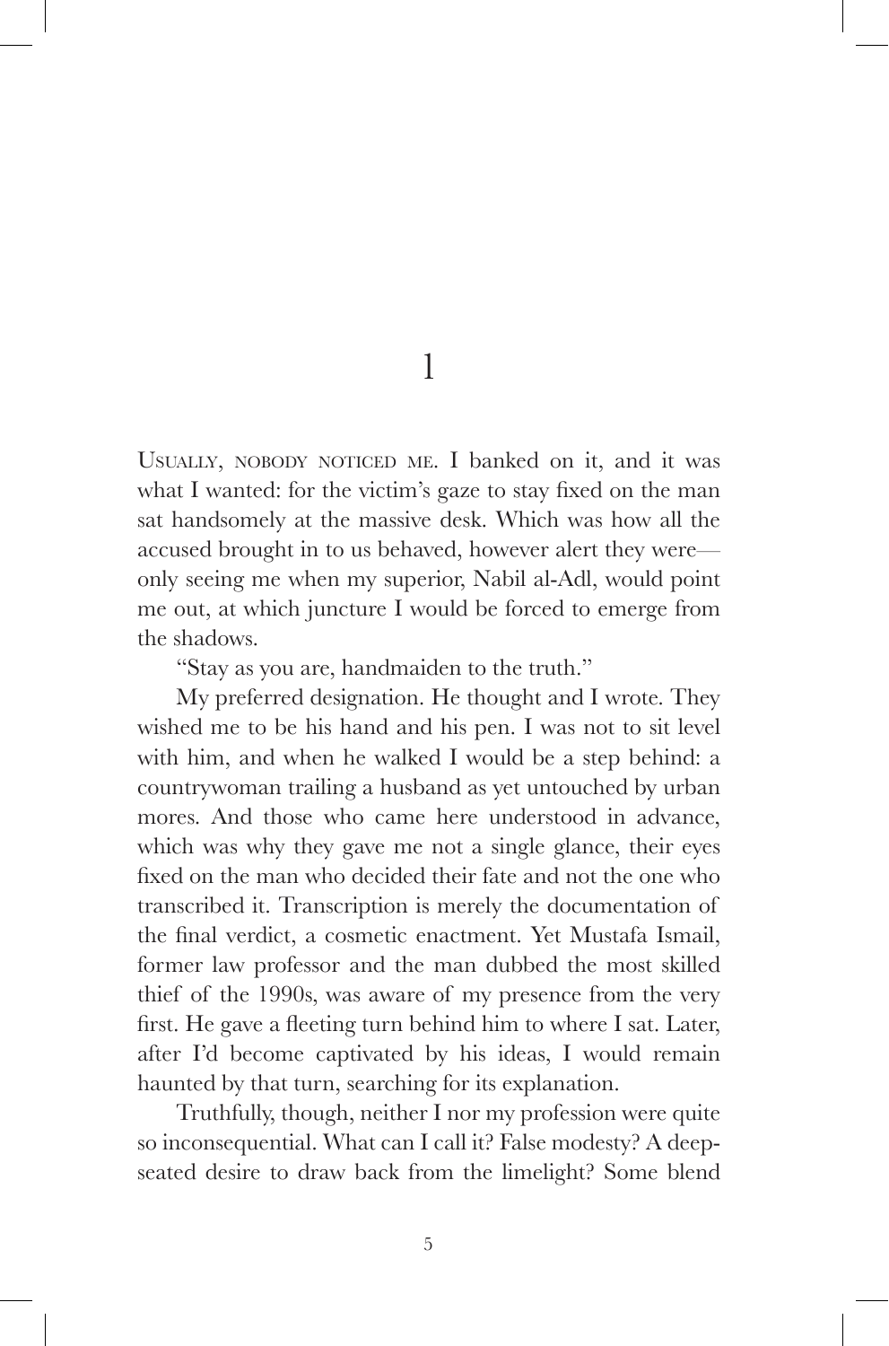# 1

Usually, nobody noticed me. I banked on it, and it was what I wanted: for the victim's gaze to stay fixed on the man sat handsomely at the massive desk. Which was how all the accused brought in to us behaved, however alert they were—only seeing me when my superior, Nabil al-Adl, would point me out, at which juncture I would be forced to emerge from the shadows.

"Stay as you are, handmaiden to the truth."

My preferred designation. He thought and I wrote. They wished me to be his hand and his pen. I was not to sit level with him, and when he walked I would be a step behind: a countrywoman trailing a husband as yet untouched by urban mores. And those who came here understood in advance, which was why they gave me not a single glance, their eyes fixed on the man who decided their fate and not the one who transcribed it. Transcription is merely the documentation of the final verdict, a cosmetic enactment. Yet Mustafa Ismail, former law professor and the man dubbed the most skilled thief of the 1990s, was aware of my presence from the very first. He gave a fleeting turn behind him to where I sat. Later, after I'd become captivated by his ideas, I would remain haunted by that turn, searching for its explanation.

Truthfully, though, neither I nor my profession were quite so inconsequential. What can I call it? False modesty? A deep-seated desire to draw back from the limelight? Some blend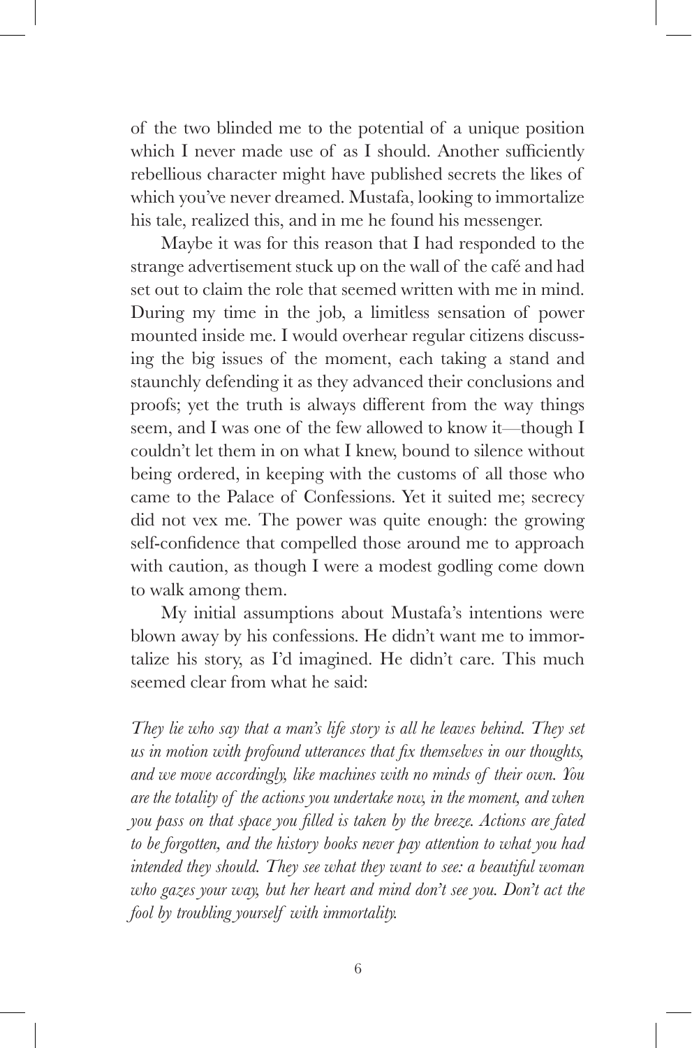of the two blinded me to the potential of a unique position which I never made use of as I should. Another sufficiently rebellious character might have published secrets the likes of which you've never dreamed. Mustafa, looking to immortalize his tale, realized this, and in me he found his messenger.

Maybe it was for this reason that I had responded to the strange advertisement stuck up on the wall of the café and had set out to claim the role that seemed written with me in mind. During my time in the job, a limitless sensation of power mounted inside me. I would overhear regular citizens discussing the big issues of the moment, each taking a stand and staunchly defending it as they advanced their conclusions and proofs; yet the truth is always different from the way things seem, and I was one of the few allowed to know it—though I couldn't let them in on what I knew, bound to silence without being ordered, in keeping with the customs of all those who came to the Palace of Confessions. Yet it suited me; secrecy did not vex me. The power was quite enough: the growing self-confidence that compelled those around me to approach with caution, as though I were a modest godling come down to walk among them.

My initial assumptions about Mustafa's intentions were blown away by his confessions. He didn't want me to immortalize his story, as I'd imagined. He didn't care. This much seemed clear from what he said:

*They lie who say that a man's life story is all he leaves behind. They set us in motion with profound utterances that fix themselves in our thoughts, and we move accordingly, like machines with no minds of their own. You are the totality of the actions you undertake now, in the moment, and when you pass on that space you filled is taken by the breeze. Actions are fated to be forgotten, and the history books never pay attention to what you had intended they should. They see what they want to see: a beautiful woman who gazes your way, but her heart and mind don't see you. Don't act the fool by troubling yourself with immortality.*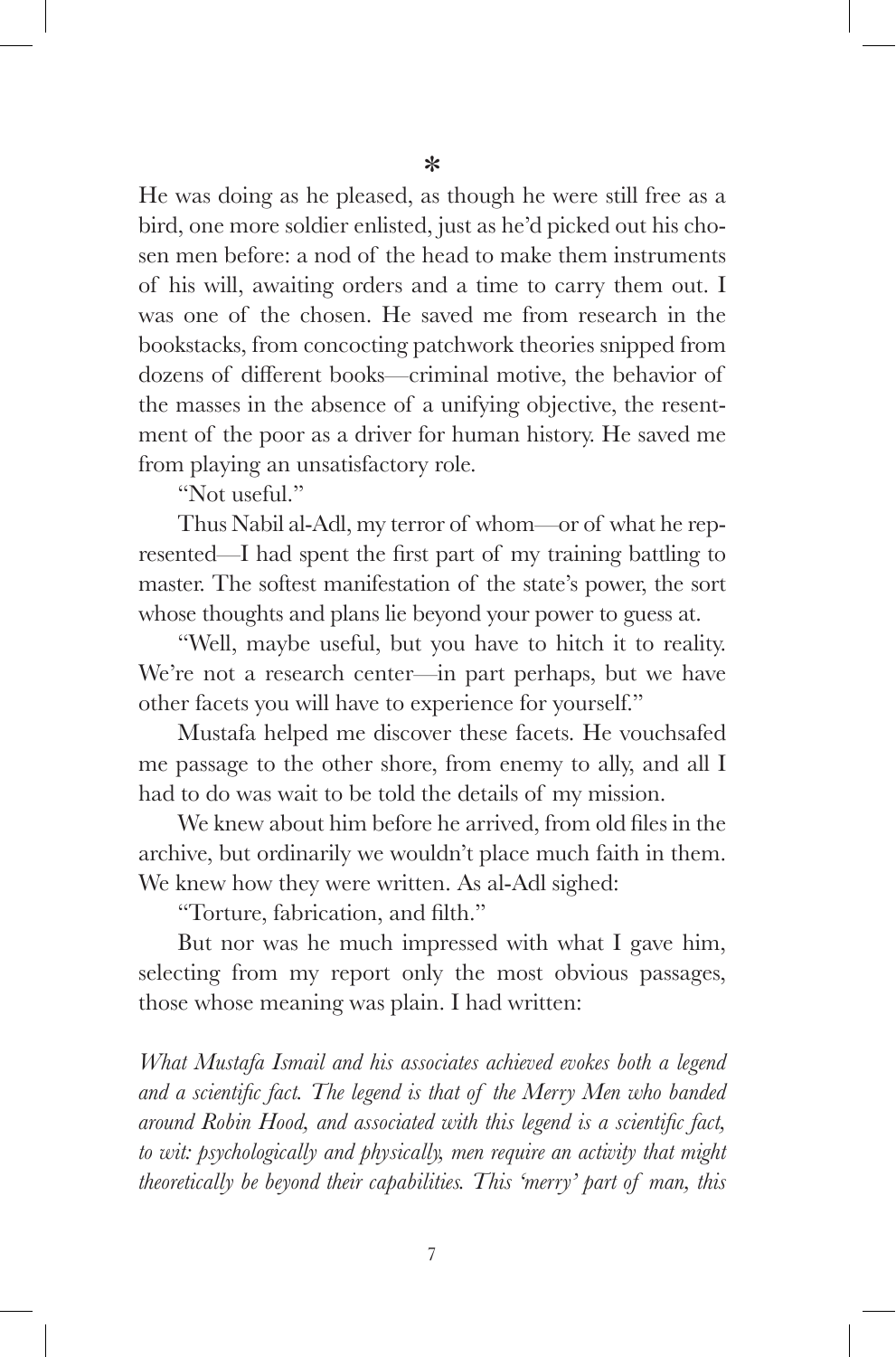*

He was doing as he pleased, as though he were still free as a bird, one more soldier enlisted, just as he'd picked out his chosen men before: a nod of the head to make them instruments of his will, awaiting orders and a time to carry them out. I was one of the chosen. He saved me from research in the bookstacks, from concocting patchwork theories snipped from dozens of different books—criminal motive, the behavior of the masses in the absence of a unifying objective, the resentment of the poor as a driver for human history. He saved me from playing an unsatisfactory role.

"Not useful."

Thus Nabil al-Adl, my terror of whom—or of what he represented—I had spent the first part of my training battling to master. The softest manifestation of the state's power, the sort whose thoughts and plans lie beyond your power to guess at.

"Well, maybe useful, but you have to hitch it to reality. We're not a research center—in part perhaps, but we have other facets you will have to experience for yourself."

Mustafa helped me discover these facets. He vouchsafed me passage to the other shore, from enemy to ally, and all I had to do was wait to be told the details of my mission.

We knew about him before he arrived, from old files in the archive, but ordinarily we wouldn't place much faith in them. We knew how they were written. As al-Adl sighed:

"Torture, fabrication, and filth."

But nor was he much impressed with what I gave him, selecting from my report only the most obvious passages, those whose meaning was plain. I had written:

*What Mustafa Ismail and his associates achieved evokes both a legend and a scientific fact. The legend is that of the Merry Men who banded around Robin Hood, and associated with this legend is a scientific fact, to wit: psychologically and physically, men require an activity that might theoretically be beyond their capabilities. This 'merry' part of man, this*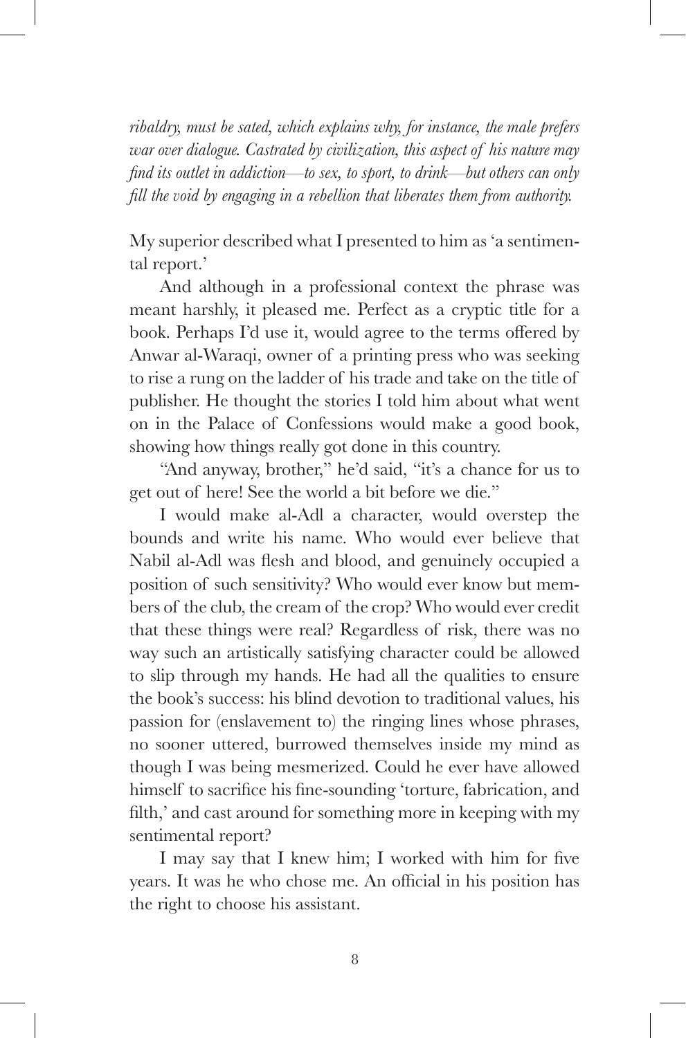*ribaldry, must be sated, which explains why, for instance, the male prefers war over dialogue. Castrated by civilization, this aspect of his nature may find its outlet in addiction—to sex, to sport, to drink—but others can only fill the void by engaging in a rebellion that liberates them from authority.*

My superior described what I presented to him as 'a sentimental report.'

And although in a professional context the phrase was meant harshly, it pleased me. Perfect as a cryptic title for a book. Perhaps I'd use it, would agree to the terms offered by Anwar al-Waraqi, owner of a printing press who was seeking to rise a rung on the ladder of his trade and take on the title of publisher. He thought the stories I told him about what went on in the Palace of Confessions would make a good book, showing how things really got done in this country.

"And anyway, brother," he'd said, "it's a chance for us to get out of here! See the world a bit before we die."

I would make al-Adl a character, would overstep the bounds and write his name. Who would ever believe that Nabil al-Adl was flesh and blood, and genuinely occupied a position of such sensitivity? Who would ever know but members of the club, the cream of the crop? Who would ever credit that these things were real? Regardless of risk, there was no way such an artistically satisfying character could be allowed to slip through my hands. He had all the qualities to ensure the book's success: his blind devotion to traditional values, his passion for (enslavement to) the ringing lines whose phrases, no sooner uttered, burrowed themselves inside my mind as though I was being mesmerized. Could he ever have allowed himself to sacrifice his fine-sounding 'torture, fabrication, and filth,' and cast around for something more in keeping with my sentimental report?

I may say that I knew him; I worked with him for five years. It was he who chose me. An official in his position has the right to choose his assistant.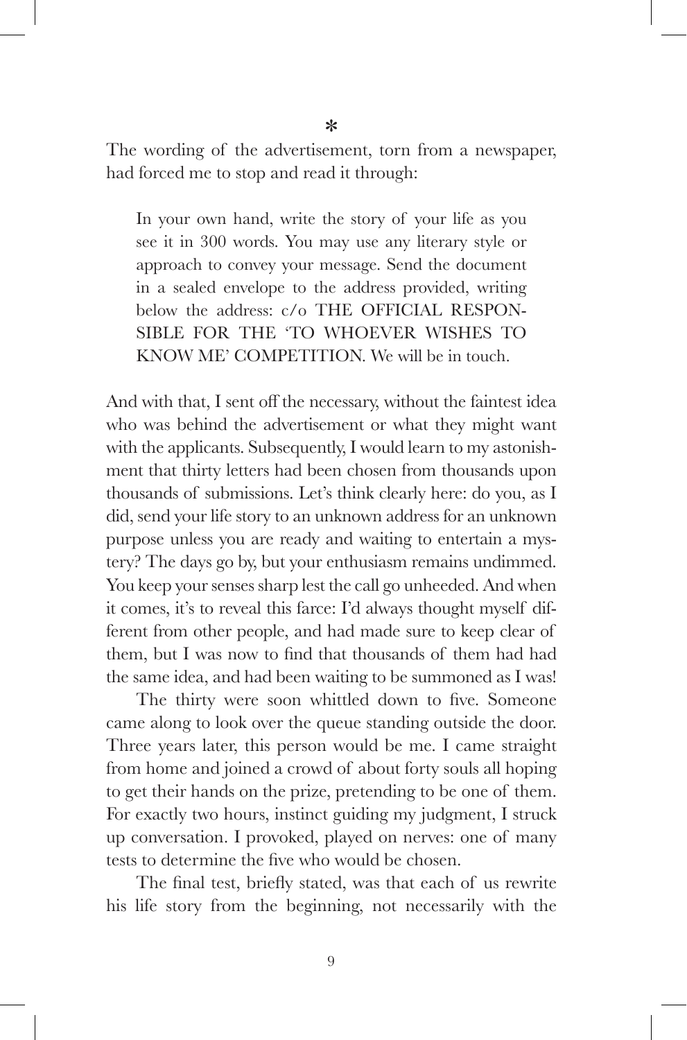*

The wording of the advertisement, torn from a newspaper, had forced me to stop and read it through:

> In your own hand, write the story of your life as you see it in 300 words. You may use any literary style or approach to convey your message. Send the document in a sealed envelope to the address provided, writing below the address: c/o THE OFFICIAL RESPONSIBLE FOR THE 'TO WHOEVER WISHES TO KNOW ME' COMPETITION. We will be in touch.

And with that, I sent off the necessary, without the faintest idea who was behind the advertisement or what they might want with the applicants. Subsequently, I would learn to my astonishment that thirty letters had been chosen from thousands upon thousands of submissions. Let's think clearly here: do you, as I did, send your life story to an unknown address for an unknown purpose unless you are ready and waiting to entertain a mystery? The days go by, but your enthusiasm remains undimmed. You keep your senses sharp lest the call go unheeded. And when it comes, it's to reveal this farce: I'd always thought myself different from other people, and had made sure to keep clear of them, but I was now to find that thousands of them had had the same idea, and had been waiting to be summoned as I was!

The thirty were soon whittled down to five. Someone came along to look over the queue standing outside the door. Three years later, this person would be me. I came straight from home and joined a crowd of about forty souls all hoping to get their hands on the prize, pretending to be one of them. For exactly two hours, instinct guiding my judgment, I struck up conversation. I provoked, played on nerves: one of many tests to determine the five who would be chosen.

The final test, briefly stated, was that each of us rewrite his life story from the beginning, not necessarily with the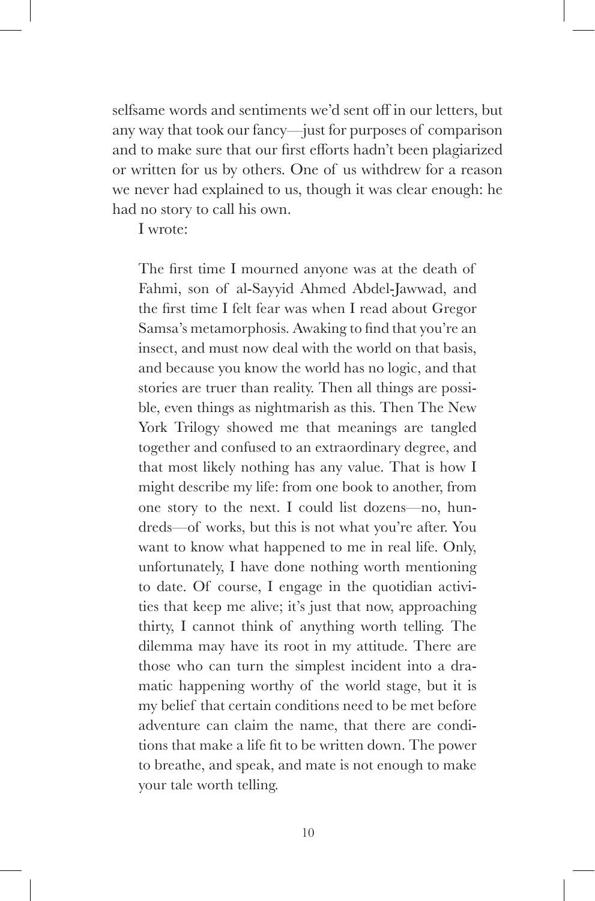selfsame words and sentiments we'd sent off in our letters, but any way that took our fancy—just for purposes of comparison and to make sure that our first efforts hadn't been plagiarized or written for us by others. One of us withdrew for a reason we never had explained to us, though it was clear enough: he had no story to call his own.

I wrote:

> The first time I mourned anyone was at the death of Fahmi, son of al-Sayyid Ahmed Abdel-Jawwad, and the first time I felt fear was when I read about Gregor Samsa's metamorphosis. Awaking to find that you're an insect, and must now deal with the world on that basis, and because you know the world has no logic, and that stories are truer than reality. Then all things are possible, even things as nightmarish as this. Then The New York Trilogy showed me that meanings are tangled together and confused to an extraordinary degree, and that most likely nothing has any value. That is how I might describe my life: from one book to another, from one story to the next. I could list dozens—no, hundreds—of works, but this is not what you're after. You want to know what happened to me in real life. Only, unfortunately, I have done nothing worth mentioning to date. Of course, I engage in the quotidian activities that keep me alive; it's just that now, approaching thirty, I cannot think of anything worth telling. The dilemma may have its root in my attitude. There are those who can turn the simplest incident into a dramatic happening worthy of the world stage, but it is my belief that certain conditions need to be met before adventure can claim the name, that there are conditions that make a life fit to be written down. The power to breathe, and speak, and mate is not enough to make your tale worth telling.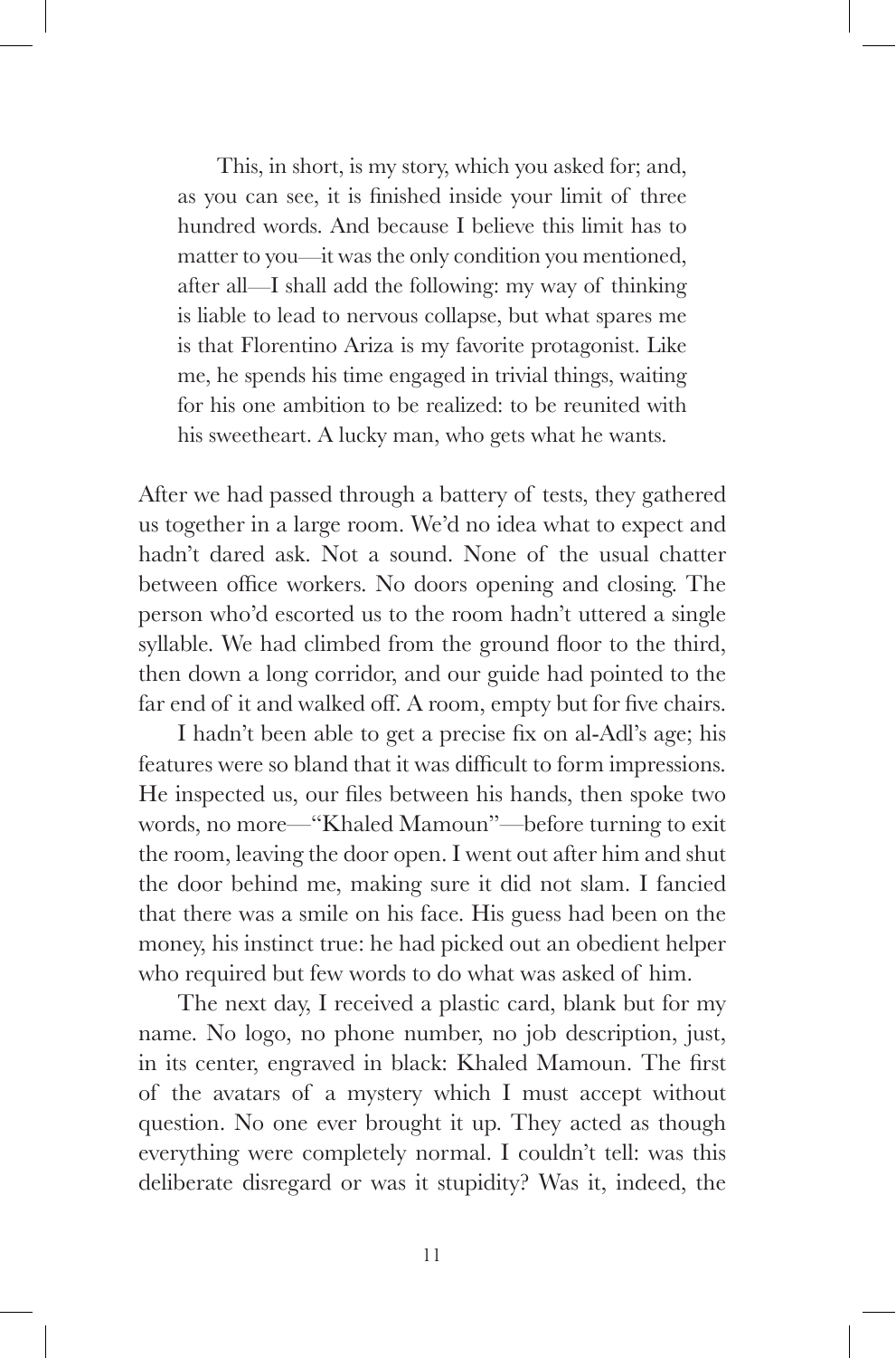> This, in short, is my story, which you asked for; and, as you can see, it is finished inside your limit of three hundred words. And because I believe this limit has to matter to you—it was the only condition you mentioned, after all—I shall add the following: my way of thinking is liable to lead to nervous collapse, but what spares me is that Florentino Ariza is my favorite protagonist. Like me, he spends his time engaged in trivial things, waiting for his one ambition to be realized: to be reunited with his sweetheart. A lucky man, who gets what he wants.

After we had passed through a battery of tests, they gathered us together in a large room. We'd no idea what to expect and hadn't dared ask. Not a sound. None of the usual chatter between office workers. No doors opening and closing. The person who'd escorted us to the room hadn't uttered a single syllable. We had climbed from the ground floor to the third, then down a long corridor, and our guide had pointed to the far end of it and walked off. A room, empty but for five chairs.

I hadn't been able to get a precise fix on al-Adl's age; his features were so bland that it was difficult to form impressions. He inspected us, our files between his hands, then spoke two words, no more—"Khaled Mamoun"—before turning to exit the room, leaving the door open. I went out after him and shut the door behind me, making sure it did not slam. I fancied that there was a smile on his face. His guess had been on the money, his instinct true: he had picked out an obedient helper who required but few words to do what was asked of him.

The next day, I received a plastic card, blank but for my name. No logo, no phone number, no job description, just, in its center, engraved in black: Khaled Mamoun. The first of the avatars of a mystery which I must accept without question. No one ever brought it up. They acted as though everything were completely normal. I couldn't tell: was this deliberate disregard or was it stupidity? Was it, indeed, the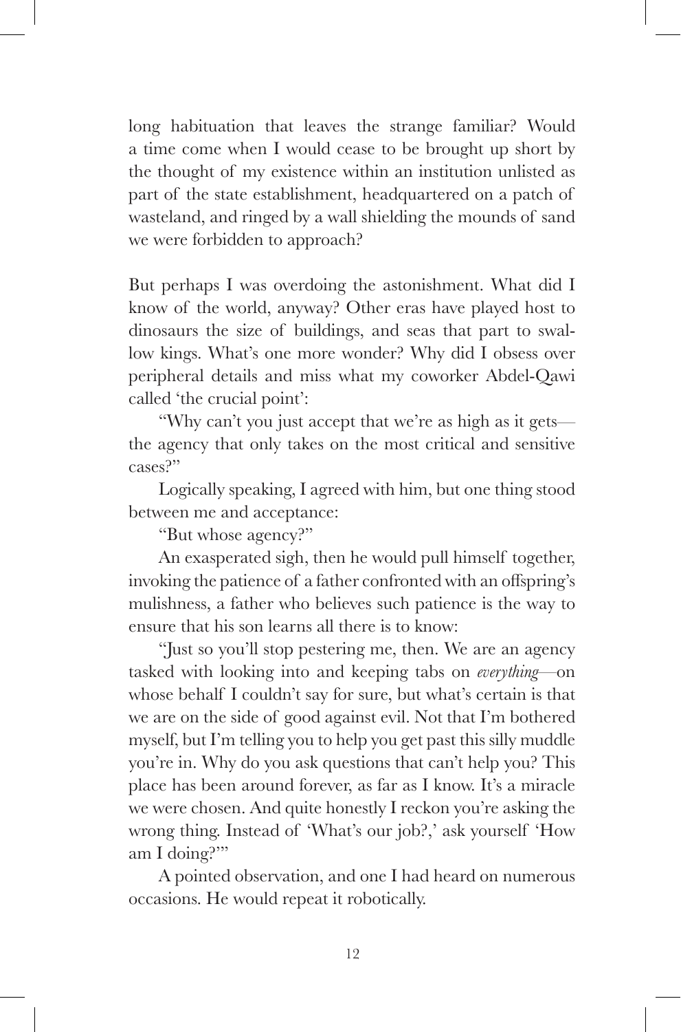long habituation that leaves the strange familiar? Would a time come when I would cease to be brought up short by the thought of my existence within an institution unlisted as part of the state establishment, headquartered on a patch of wasteland, and ringed by a wall shielding the mounds of sand we were forbidden to approach?

But perhaps I was overdoing the astonishment. What did I know of the world, anyway? Other eras have played host to dinosaurs the size of buildings, and seas that part to swallow kings. What's one more wonder? Why did I obsess over peripheral details and miss what my coworker Abdel-Qawi called 'the crucial point':

"Why can't you just accept that we're as high as it gets—the agency that only takes on the most critical and sensitive cases?"

Logically speaking, I agreed with him, but one thing stood between me and acceptance:

"But whose agency?"

An exasperated sigh, then he would pull himself together, invoking the patience of a father confronted with an offspring's mulishness, a father who believes such patience is the way to ensure that his son learns all there is to know:

"Just so you'll stop pestering me, then. We are an agency tasked with looking into and keeping tabs on *everything*—on whose behalf I couldn't say for sure, but what's certain is that we are on the side of good against evil. Not that I'm bothered myself, but I'm telling you to help you get past this silly muddle you're in. Why do you ask questions that can't help you? This place has been around forever, as far as I know. It's a miracle we were chosen. And quite honestly I reckon you're asking the wrong thing. Instead of 'What's our job?,' ask yourself 'How am I doing?'"

A pointed observation, and one I had heard on numerous occasions. He would repeat it robotically.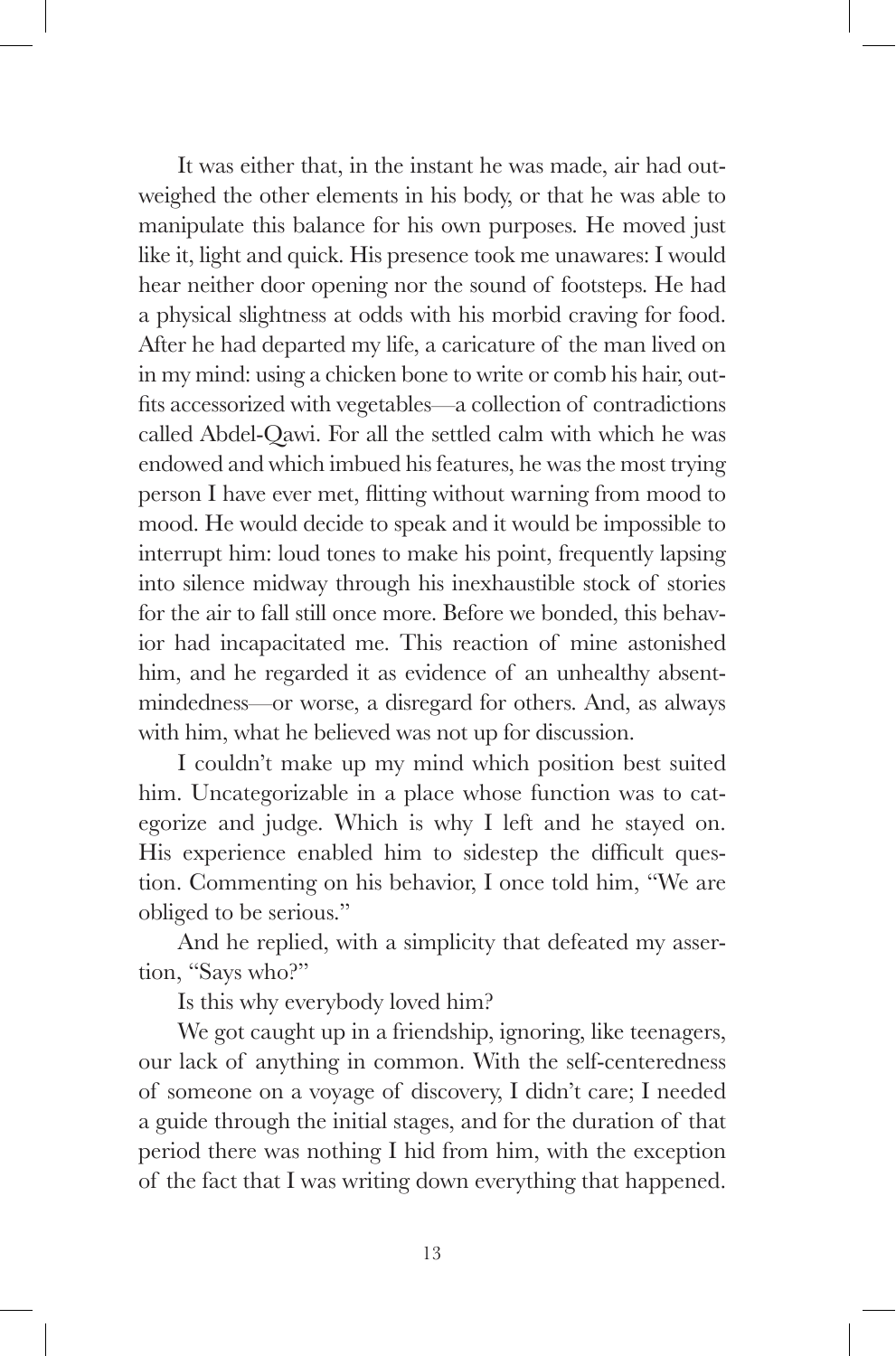It was either that, in the instant he was made, air had outweighed the other elements in his body, or that he was able to manipulate this balance for his own purposes. He moved just like it, light and quick. His presence took me unawares: I would hear neither door opening nor the sound of footsteps. He had a physical slightness at odds with his morbid craving for food. After he had departed my life, a caricature of the man lived on in my mind: using a chicken bone to write or comb his hair, outfits accessorized with vegetables—a collection of contradictions called Abdel-Qawi. For all the settled calm with which he was endowed and which imbued his features, he was the most trying person I have ever met, flitting without warning from mood to mood. He would decide to speak and it would be impossible to interrupt him: loud tones to make his point, frequently lapsing into silence midway through his inexhaustible stock of stories for the air to fall still once more. Before we bonded, this behavior had incapacitated me. This reaction of mine astonished him, and he regarded it as evidence of an unhealthy absent-mindedness—or worse, a disregard for others. And, as always with him, what he believed was not up for discussion.

I couldn't make up my mind which position best suited him. Uncategorizable in a place whose function was to categorize and judge. Which is why I left and he stayed on. His experience enabled him to sidestep the difficult question. Commenting on his behavior, I once told him, "We are obliged to be serious."

And he replied, with a simplicity that defeated my assertion, "Says who?"

Is this why everybody loved him?

We got caught up in a friendship, ignoring, like teenagers, our lack of anything in common. With the self-centeredness of someone on a voyage of discovery, I didn't care; I needed a guide through the initial stages, and for the duration of that period there was nothing I hid from him, with the exception of the fact that I was writing down everything that happened.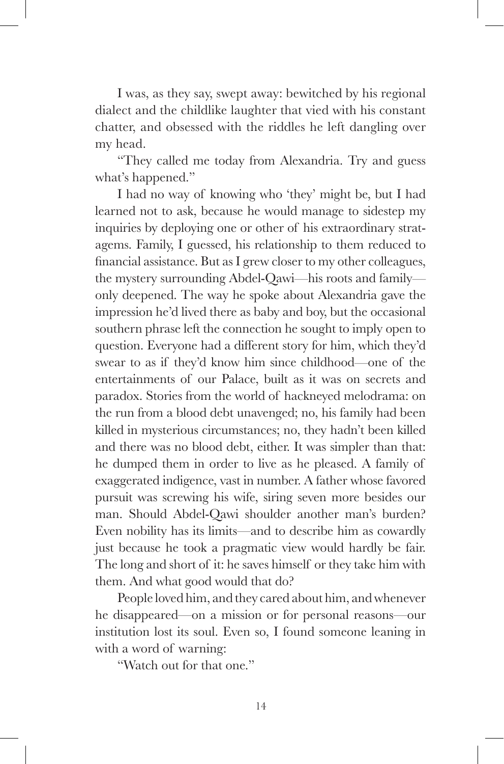I was, as they say, swept away: bewitched by his regional dialect and the childlike laughter that vied with his constant chatter, and obsessed with the riddles he left dangling over my head.

"They called me today from Alexandria. Try and guess what's happened."

I had no way of knowing who 'they' might be, but I had learned not to ask, because he would manage to sidestep my inquiries by deploying one or other of his extraordinary stratagems. Family, I guessed, his relationship to them reduced to financial assistance. But as I grew closer to my other colleagues, the mystery surrounding Abdel-Qawi—his roots and family—only deepened. The way he spoke about Alexandria gave the impression he'd lived there as baby and boy, but the occasional southern phrase left the connection he sought to imply open to question. Everyone had a different story for him, which they'd swear to as if they'd know him since childhood—one of the entertainments of our Palace, built as it was on secrets and paradox. Stories from the world of hackneyed melodrama: on the run from a blood debt unavenged; no, his family had been killed in mysterious circumstances; no, they hadn't been killed and there was no blood debt, either. It was simpler than that: he dumped them in order to live as he pleased. A family of exaggerated indigence, vast in number. A father whose favored pursuit was screwing his wife, siring seven more besides our man. Should Abdel-Qawi shoulder another man's burden? Even nobility has its limits—and to describe him as cowardly just because he took a pragmatic view would hardly be fair. The long and short of it: he saves himself or they take him with them. And what good would that do?

People loved him, and they cared about him, and whenever he disappeared—on a mission or for personal reasons—our institution lost its soul. Even so, I found someone leaning in with a word of warning:

"Watch out for that one."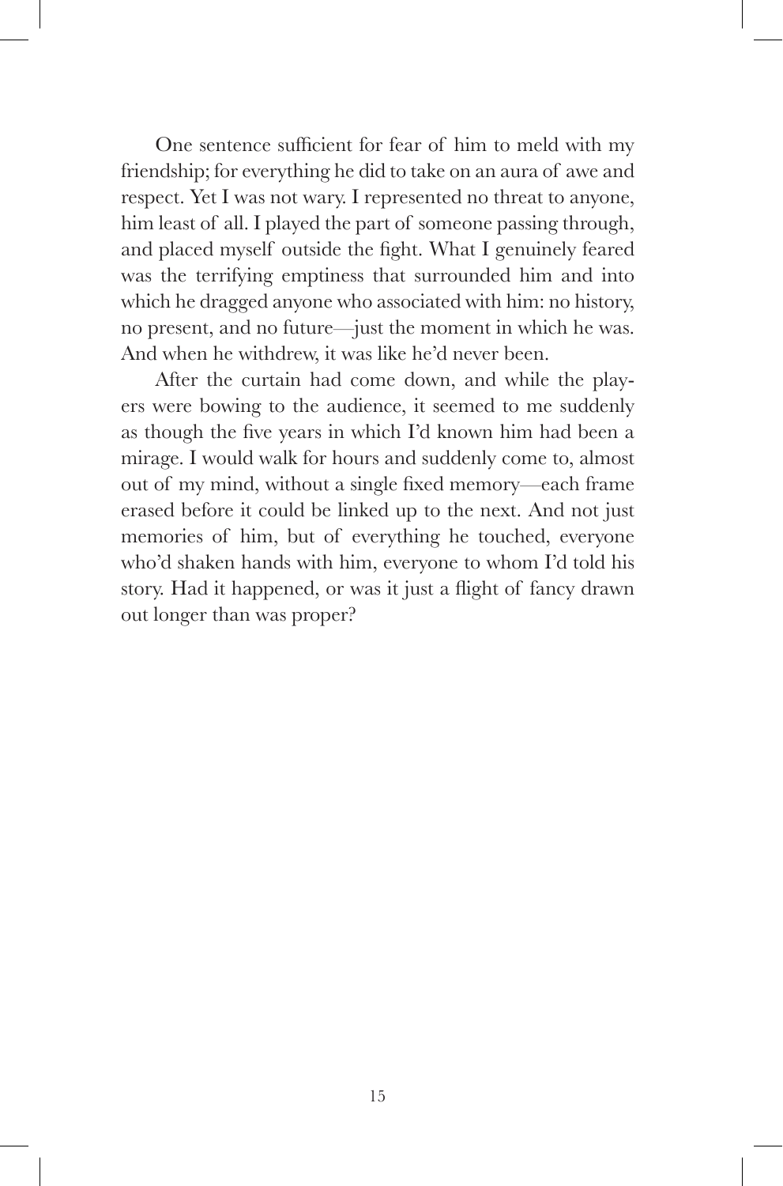One sentence sufficient for fear of him to meld with my friendship; for everything he did to take on an aura of awe and respect. Yet I was not wary. I represented no threat to anyone, him least of all. I played the part of someone passing through, and placed myself outside the fight. What I genuinely feared was the terrifying emptiness that surrounded him and into which he dragged anyone who associated with him: no history, no present, and no future—just the moment in which he was. And when he withdrew, it was like he'd never been.

After the curtain had come down, and while the players were bowing to the audience, it seemed to me suddenly as though the five years in which I'd known him had been a mirage. I would walk for hours and suddenly come to, almost out of my mind, without a single fixed memory—each frame erased before it could be linked up to the next. And not just memories of him, but of everything he touched, everyone who'd shaken hands with him, everyone to whom I'd told his story. Had it happened, or was it just a flight of fancy drawn out longer than was proper?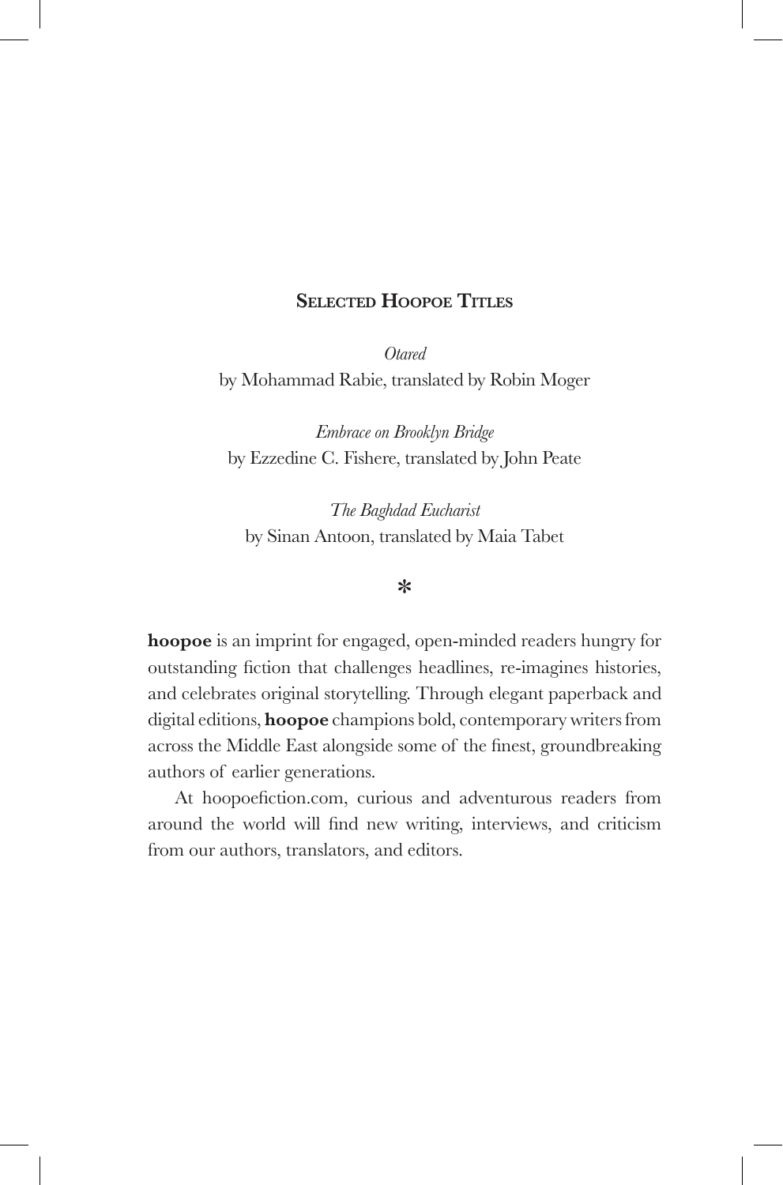## Selected Hoopoe Titles

*Otared*
by Mohammad Rabie, translated by Robin Moger

*Embrace on Brooklyn Bridge*
by Ezzedine C. Fishere, translated by John Peate

*The Baghdad Eucharist*
by Sinan Antoon, translated by Maia Tabet

*

**hoopoe** is an imprint for engaged, open-minded readers hungry for outstanding fiction that challenges headlines, re-imagines histories, and celebrates original storytelling. Through elegant paperback and digital editions, **hoopoe** champions bold, contemporary writers from across the Middle East alongside some of the finest, groundbreaking authors of earlier generations.

At hoopoefiction.com, curious and adventurous readers from around the world will find new writing, interviews, and criticism from our authors, translators, and editors.